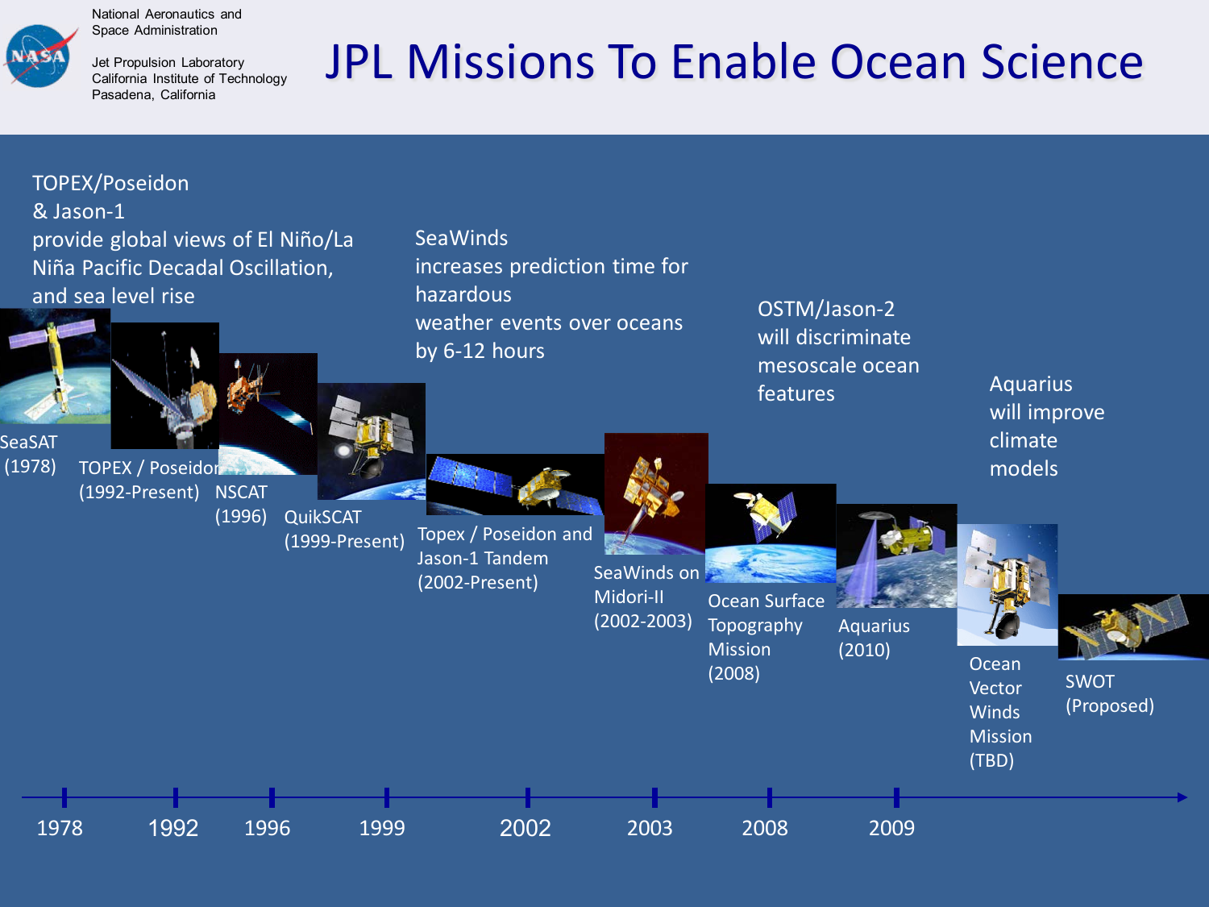National Aeronautics and Space Administration

Jet Propulsion Laboratory
California Institute of Technology
Pasadena, California

# JPL Missions To Enable Ocean Science

TOPEX/Poseidon & Jason-1 provide global views of El Niño/La Niña Pacific Decadal Oscillation, and sea level rise

SeaWinds increases prediction time for hazardous weather events over oceans by 6-12 hours

OSTM/Jason-2 will discriminate mesoscale ocean features

Aquarius will improve climate models

- SeaSAT (1978)
- TOPEX / Poseidon (1992-Present)
- NSCAT (1996)
- QuikSCAT (1999-Present)
- Topex / Poseidon and Jason-1 Tandem (2002-Present)
- SeaWinds on Midori-II (2002-2003)
- Ocean Surface Topography Mission (2008)
- Aquarius (2010)
- Ocean Vector Winds Mission (TBD)
- SWOT (Proposed)

1978 — 1992 — 1996 — 1999 — 2002 — 2003 — 2008 — 2009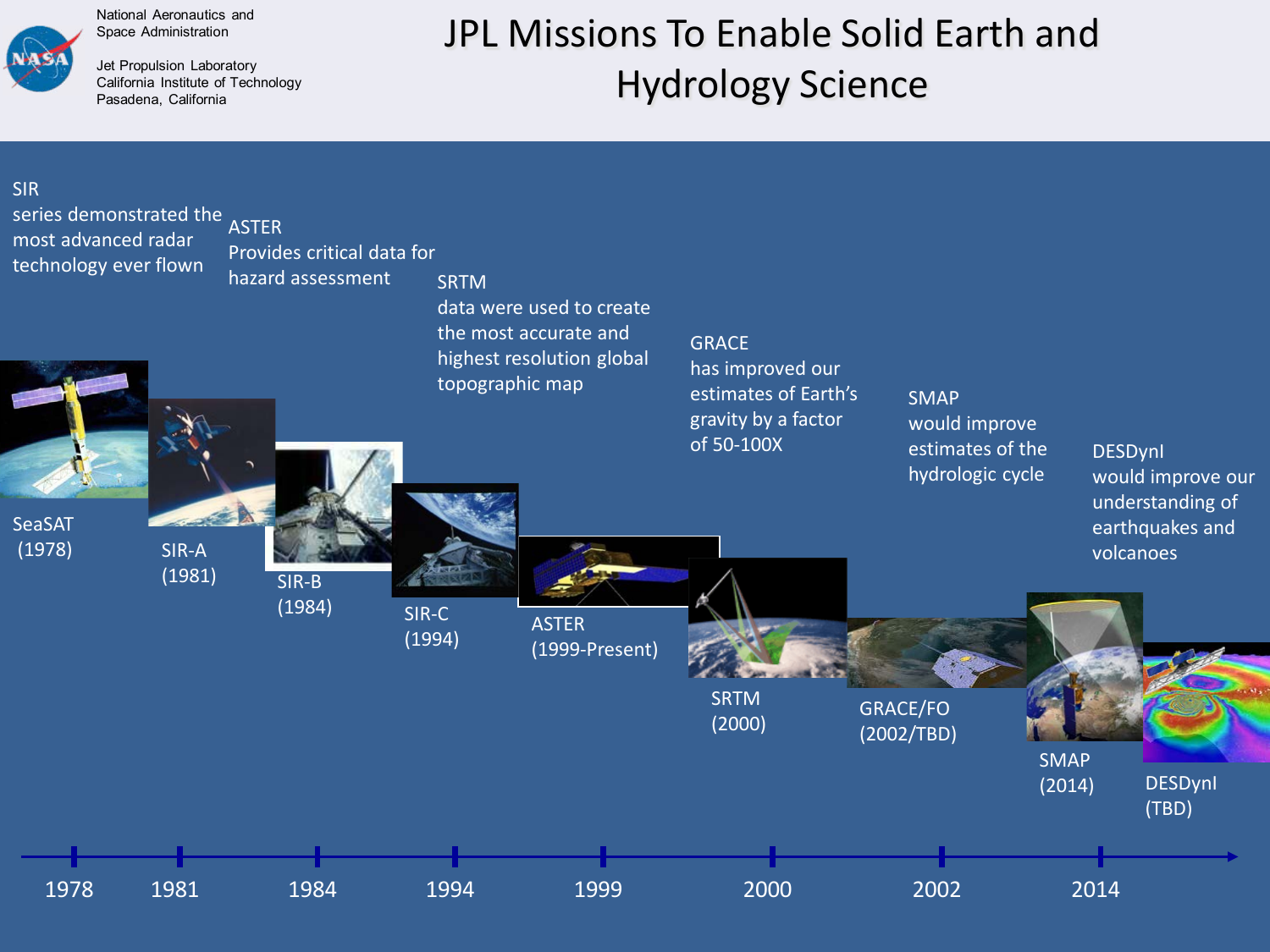# JPL Missions To Enable Solid Earth and Hydrology Science

National Aeronautics and Space Administration

Jet Propulsion Laboratory
California Institute of Technology
Pasadena, California

**SIR**
series demonstrated the most advanced radar technology ever flown

**ASTER**
Provides critical data for hazard assessment

**SRTM**
data were used to create the most accurate and highest resolution global topographic map

**GRACE**
has improved our estimates of Earth's gravity by a factor of 50-100X

**SMAP**
would improve estimates of the hydrologic cycle

**DESDynI**
would improve our understanding of earthquakes and volcanoes

SeaSAT (1978)

SIR-A (1981)

SIR-B (1984)

SIR-C (1994)

ASTER (1999-Present)

SRTM (2000)

GRACE/FO (2002/TBD)

SMAP (2014)

DESDynI (TBD)

1978
1981
1984
1994
1999
2000
2002
2014